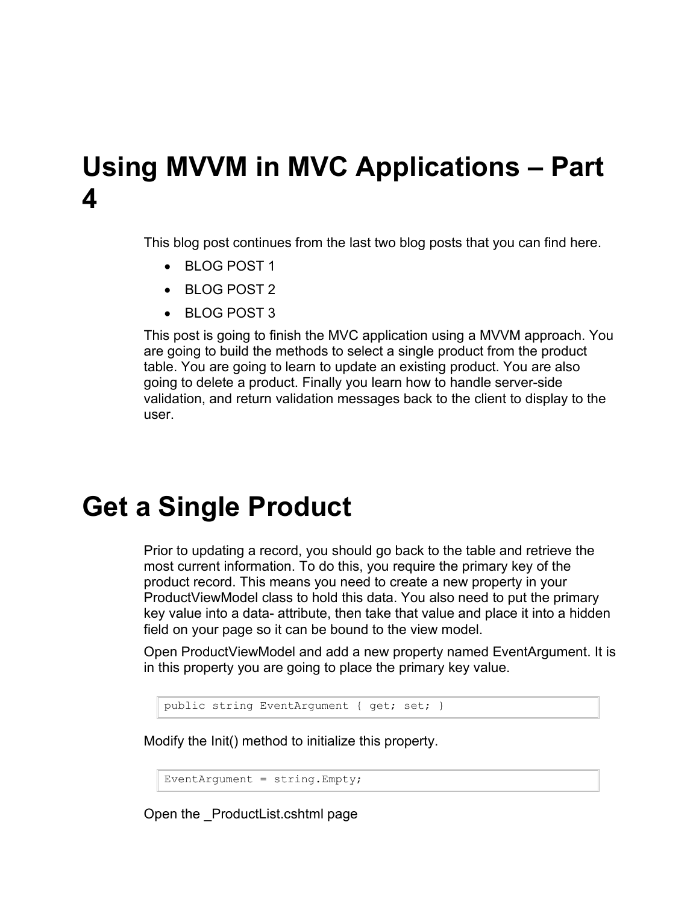# Using MVVM in MVC Applications – Part 4

This blog post continues from the last two blog posts that you can find here.

- BLOG POST 1
- BLOG POST 2
- BLOG POST 3

This post is going to finish the MVC application using a MVVM approach. You are going to build the methods to select a single product from the product table. You are going to learn to update an existing product. You are also going to delete a product. Finally you learn how to handle server-side validation, and return validation messages back to the client to display to the user.

# Get a Single Product

Prior to updating a record, you should go back to the table and retrieve the most current information. To do this, you require the primary key of the product record. This means you need to create a new property in your ProductViewModel class to hold this data. You also need to put the primary key value into a data- attribute, then take that value and place it into a hidden field on your page so it can be bound to the view model.

Open ProductViewModel and add a new property named EventArgument. It is in this property you are going to place the primary key value.

```
public string EventArgument { get; set; }
```

Modify the Init() method to initialize this property.

```
EventArgument = string.Empty;
```

Open the _ProductList.cshtml page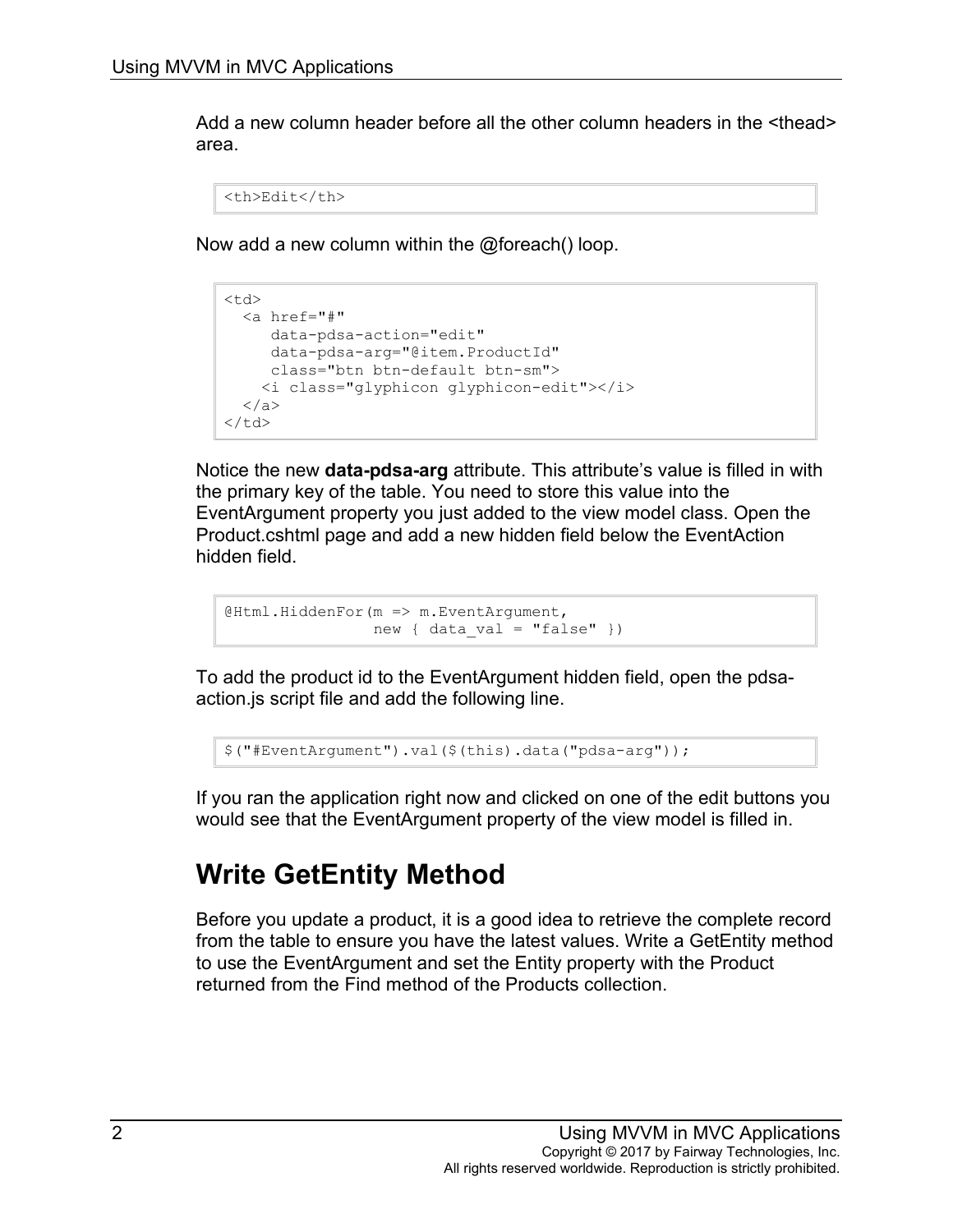Add a new column header before all the other column headers in the <thead> area.

```
<th>Edit</th>
```

Now add a new column within the @foreach() loop.

```
<td>
  <a href="#"
     data-pdsa-action="edit"
     data-pdsa-arg="@item.ProductId"
     class="btn btn-default btn-sm">
    <i class="glyphicon glyphicon-edit"></i>
  </a>
</td>
```

Notice the new **data-pdsa-arg** attribute. This attribute's value is filled in with the primary key of the table. You need to store this value into the EventArgument property you just added to the view model class. Open the Product.cshtml page and add a new hidden field below the EventAction hidden field.

```
@Html.HiddenFor(m => m.EventArgument,
                new { data_val = "false" })
```

To add the product id to the EventArgument hidden field, open the pdsa-action.js script file and add the following line.

```
$("#EventArgument").val($(this).data("pdsa-arg"));
```

If you ran the application right now and clicked on one of the edit buttons you would see that the EventArgument property of the view model is filled in.

## Write GetEntity Method

Before you update a product, it is a good idea to retrieve the complete record from the table to ensure you have the latest values. Write a GetEntity method to use the EventArgument and set the Entity property with the Product returned from the Find method of the Products collection.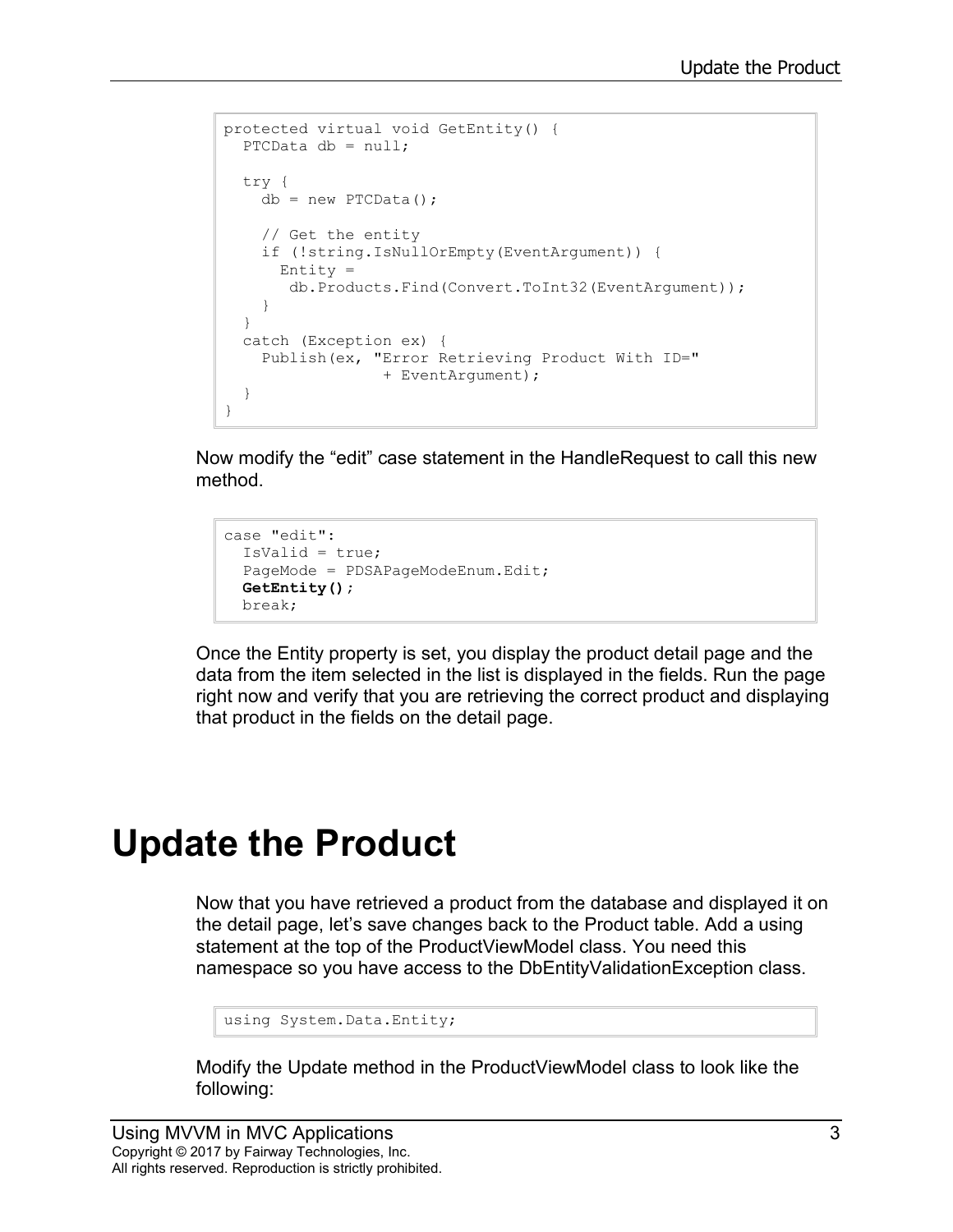```
protected virtual void GetEntity() {
  PTCData db = null;

  try {
    db = new PTCData();

    // Get the entity
    if (!string.IsNullOrEmpty(EventArgument)) {
      Entity =
       db.Products.Find(Convert.ToInt32(EventArgument));
    }
  }
  catch (Exception ex) {
    Publish(ex, "Error Retrieving Product With ID="
                 + EventArgument);
  }
}
```

Now modify the "edit" case statement in the HandleRequest to call this new method.

```
case "edit":
  IsValid = true;
  PageMode = PDSAPageModeEnum.Edit;
  GetEntity();
  break;
```

Once the Entity property is set, you display the product detail page and the data from the item selected in the list is displayed in the fields. Run the page right now and verify that you are retrieving the correct product and displaying that product in the fields on the detail page.

# Update the Product

Now that you have retrieved a product from the database and displayed it on the detail page, let's save changes back to the Product table. Add a using statement at the top of the ProductViewModel class. You need this namespace so you have access to the DbEntityValidationException class.

```
using System.Data.Entity;
```

Modify the Update method in the ProductViewModel class to look like the following: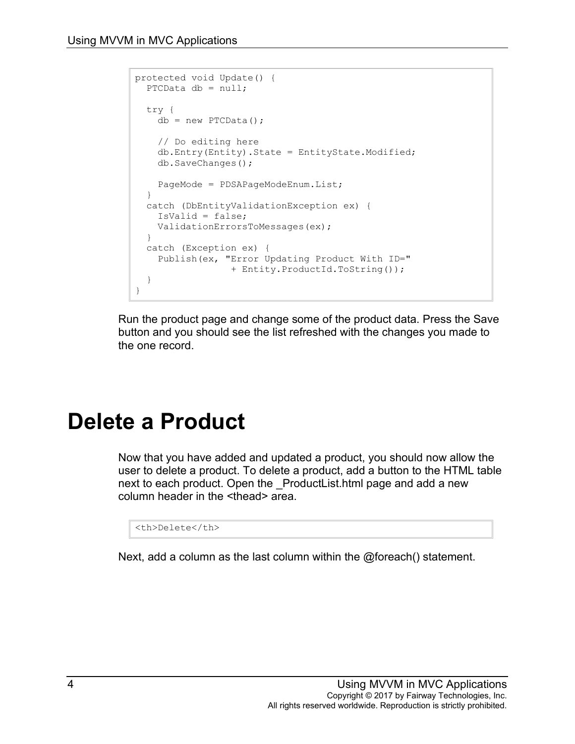```
protected void Update() {
  PTCData db = null;

  try {
    db = new PTCData();

    // Do editing here
    db.Entry(Entity).State = EntityState.Modified;
    db.SaveChanges();

    PageMode = PDSAPageModeEnum.List;
  }
  catch (DbEntityValidationException ex) {
    IsValid = false;
    ValidationErrorsToMessages(ex);
  }
  catch (Exception ex) {
    Publish(ex, "Error Updating Product With ID="
                 + Entity.ProductId.ToString());
  }
}
```

Run the product page and change some of the product data. Press the Save button and you should see the list refreshed with the changes you made to the one record.

# Delete a Product

Now that you have added and updated a product, you should now allow the user to delete a product. To delete a product, add a button to the HTML table next to each product. Open the _ProductList.html page and add a new column header in the <thead> area.

```
<th>Delete</th>
```

Next, add a column as the last column within the @foreach() statement.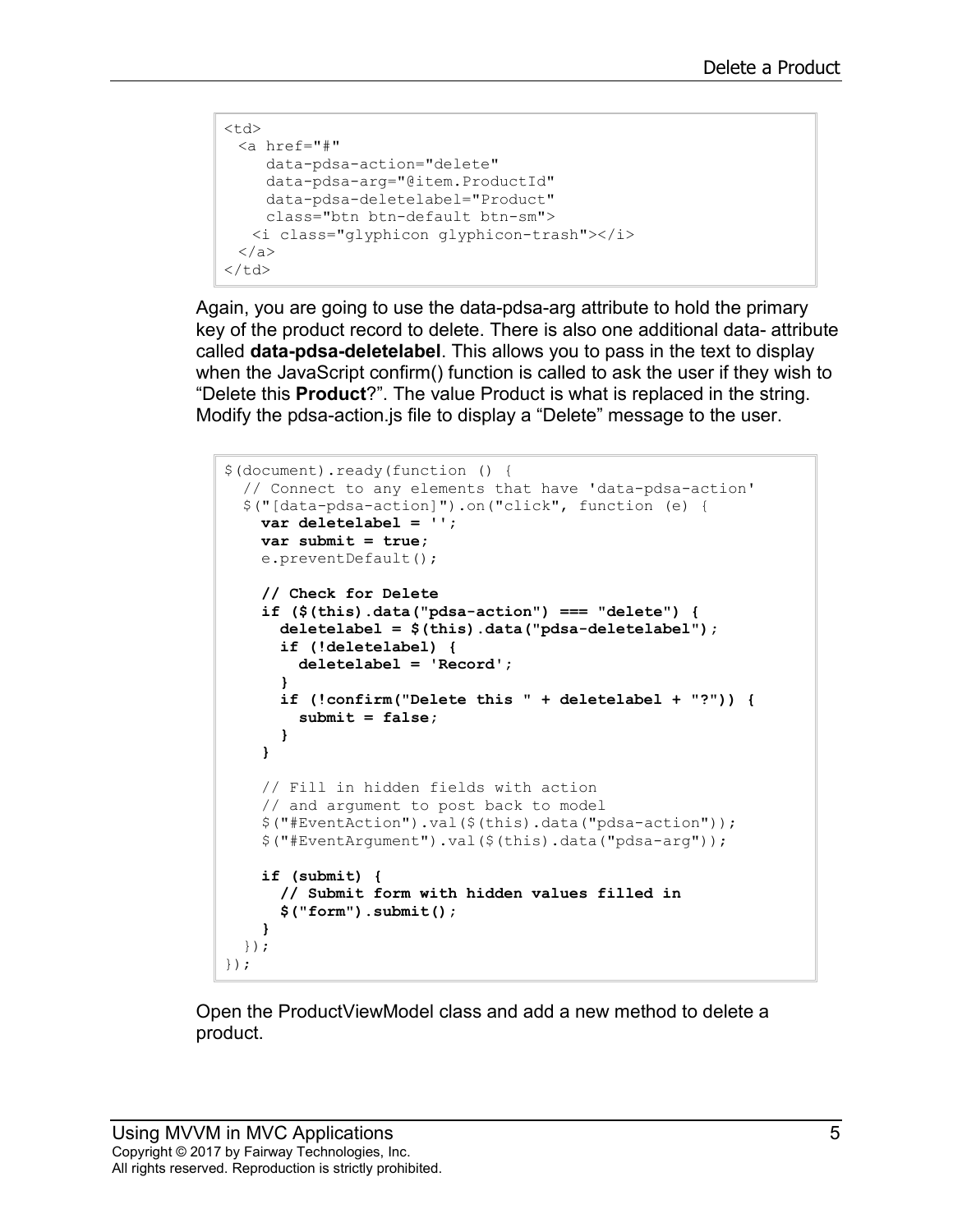```
<td>
  <a href="#"
     data-pdsa-action="delete"
     data-pdsa-arg="@item.ProductId"
     data-pdsa-deletelabel="Product"
     class="btn btn-default btn-sm">
    <i class="glyphicon glyphicon-trash"></i>
  </a>
</td>
```

Again, you are going to use the data-pdsa-arg attribute to hold the primary key of the product record to delete. There is also one additional data- attribute called **data-pdsa-deletelabel**. This allows you to pass in the text to display when the JavaScript confirm() function is called to ask the user if they wish to "Delete this **Product**?". The value Product is what is replaced in the string. Modify the pdsa-action.js file to display a "Delete" message to the user.

```
$(document).ready(function () {
  // Connect to any elements that have 'data-pdsa-action'
  $("[data-pdsa-action]").on("click", function (e) {
    var deletelabel = '';
    var submit = true;
    e.preventDefault();

    // Check for Delete
    if ($(this).data("pdsa-action") === "delete") {
      deletelabel = $(this).data("pdsa-deletelabel");
      if (!deletelabel) {
        deletelabel = 'Record';
      }
      if (!confirm("Delete this " + deletelabel + "?")) {
        submit = false;
      }
    }

    // Fill in hidden fields with action
    // and argument to post back to model
    $("#EventAction").val($(this).data("pdsa-action"));
    $("#EventArgument").val($(this).data("pdsa-arg"));

    if (submit) {
      // Submit form with hidden values filled in
      $("form").submit();
    }
  });
});
```

Open the ProductViewModel class and add a new method to delete a product.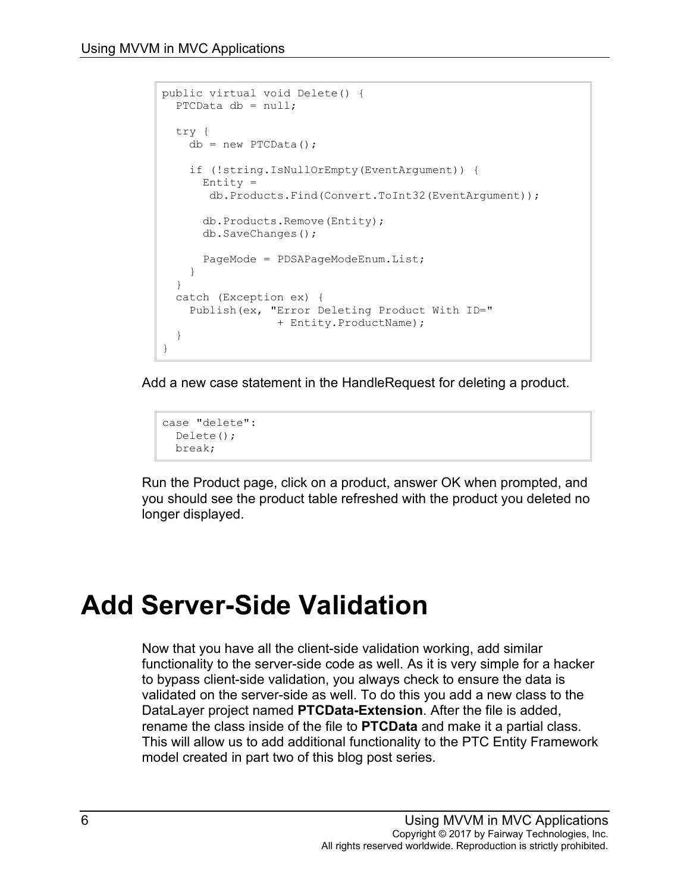```
public virtual void Delete() {
  PTCData db = null;

  try {
    db = new PTCData();

    if (!string.IsNullOrEmpty(EventArgument)) {
      Entity =
       db.Products.Find(Convert.ToInt32(EventArgument));

      db.Products.Remove(Entity);
      db.SaveChanges();

      PageMode = PDSAPageModeEnum.List;
    }
  }
  catch (Exception ex) {
    Publish(ex, "Error Deleting Product With ID="
                 + Entity.ProductName);
  }
}
```

Add a new case statement in the HandleRequest for deleting a product.

```
case "delete":
  Delete();
  break;
```

Run the Product page, click on a product, answer OK when prompted, and you should see the product table refreshed with the product you deleted no longer displayed.

# Add Server-Side Validation

Now that you have all the client-side validation working, add similar functionality to the server-side code as well. As it is very simple for a hacker to bypass client-side validation, you always check to ensure the data is validated on the server-side as well. To do this you add a new class to the DataLayer project named **PTCData-Extension**. After the file is added, rename the class inside of the file to **PTCData** and make it a partial class. This will allow us to add additional functionality to the PTC Entity Framework model created in part two of this blog post series.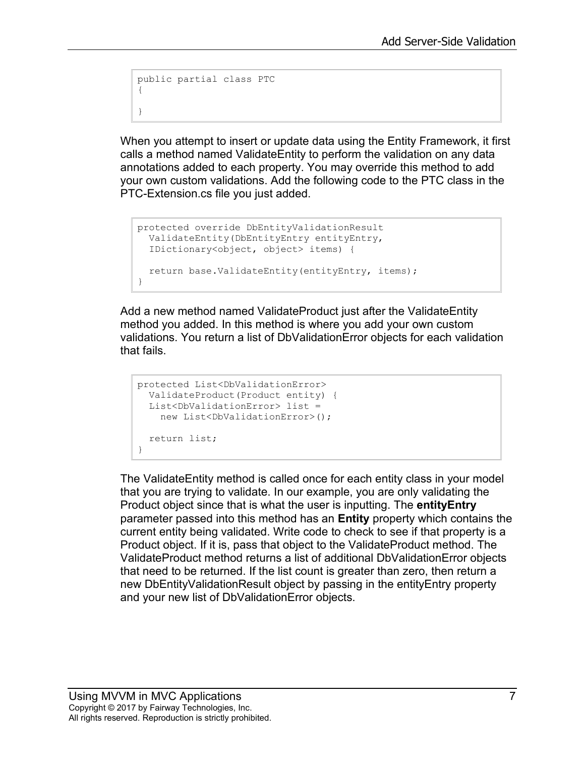```
public partial class PTC
{

}
```

When you attempt to insert or update data using the Entity Framework, it first calls a method named ValidateEntity to perform the validation on any data annotations added to each property. You may override this method to add your own custom validations. Add the following code to the PTC class in the PTC-Extension.cs file you just added.

```
protected override DbEntityValidationResult
  ValidateEntity(DbEntityEntry entityEntry,
  IDictionary<object, object> items) {

  return base.ValidateEntity(entityEntry, items);
}
```

Add a new method named ValidateProduct just after the ValidateEntity method you added. In this method is where you add your own custom validations. You return a list of DbValidationError objects for each validation that fails.

```
protected List<DbValidationError>
  ValidateProduct(Product entity) {
  List<DbValidationError> list =
    new List<DbValidationError>();

  return list;
}
```

The ValidateEntity method is called once for each entity class in your model that you are trying to validate. In our example, you are only validating the Product object since that is what the user is inputting. The **entityEntry** parameter passed into this method has an **Entity** property which contains the current entity being validated. Write code to check to see if that property is a Product object. If it is, pass that object to the ValidateProduct method. The ValidateProduct method returns a list of additional DbValidationError objects that need to be returned. If the list count is greater than zero, then return a new DbEntityValidationResult object by passing in the entityEntry property and your new list of DbValidationError objects.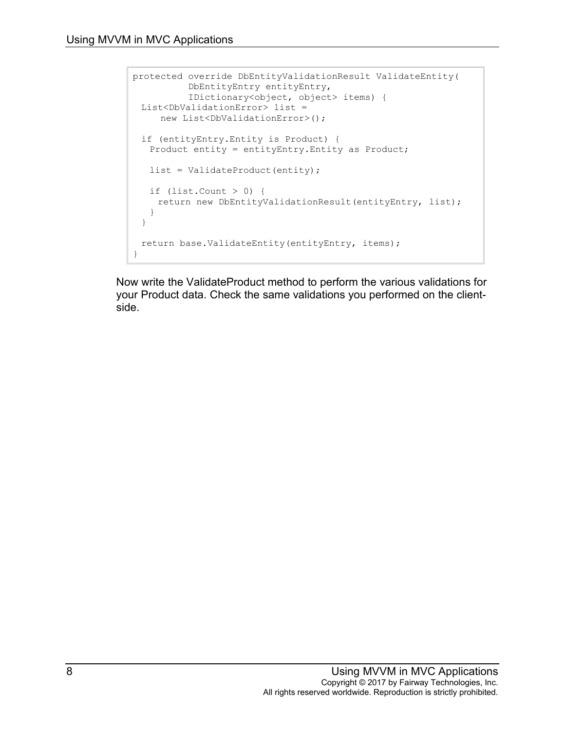```
protected override DbEntityValidationResult ValidateEntity(
          DbEntityEntry entityEntry,
          IDictionary<object, object> items) {
  List<DbValidationError> list =
     new List<DbValidationError>();

  if (entityEntry.Entity is Product) {
    Product entity = entityEntry.Entity as Product;

    list = ValidateProduct(entity);

    if (list.Count > 0) {
      return new DbEntityValidationResult(entityEntry, list);
    }
  }

  return base.ValidateEntity(entityEntry, items);
}
```

Now write the ValidateProduct method to perform the various validations for your Product data. Check the same validations you performed on the client-side.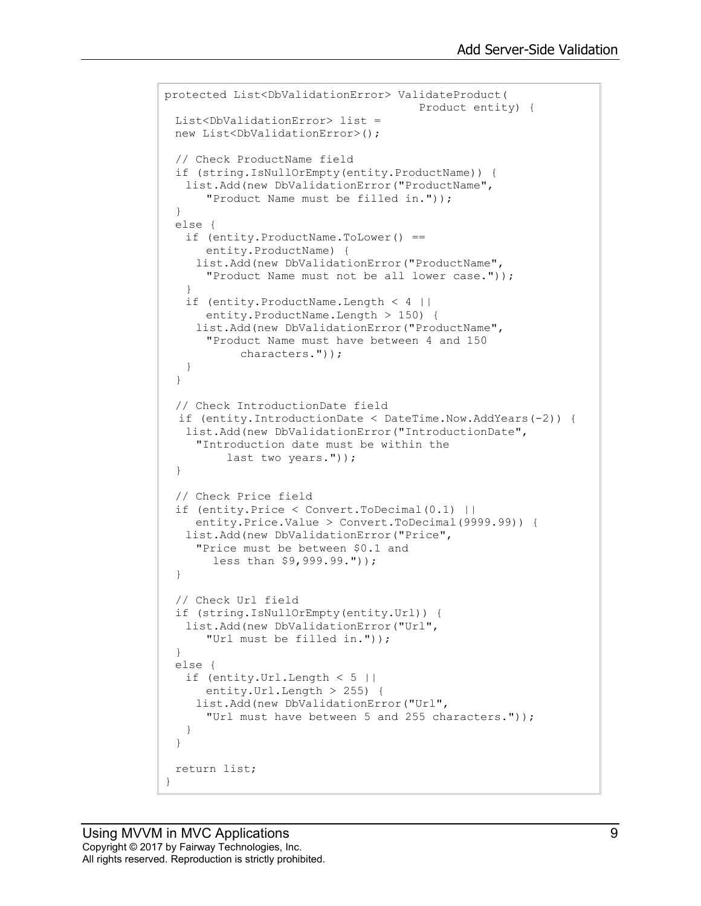```
protected List<DbValidationError> ValidateProduct(
                                    Product entity) {
  List<DbValidationError> list =
  new List<DbValidationError>();

  // Check ProductName field
  if (string.IsNullOrEmpty(entity.ProductName)) {
    list.Add(new DbValidationError("ProductName",
       "Product Name must be filled in."));
  }
  else {
    if (entity.ProductName.ToLower() ==
       entity.ProductName) {
      list.Add(new DbValidationError("ProductName",
       "Product Name must not be all lower case."));
    }
    if (entity.ProductName.Length < 4 ||
       entity.ProductName.Length > 150) {
      list.Add(new DbValidationError("ProductName",
       "Product Name must have between 4 and 150
            characters."));
    }
  }

  // Check IntroductionDate field
   if (entity.IntroductionDate < DateTime.Now.AddYears(-2)) {
    list.Add(new DbValidationError("IntroductionDate",
      "Introduction date must be within the
          last two years."));
  }

  // Check Price field
  if (entity.Price < Convert.ToDecimal(0.1) ||
      entity.Price.Value > Convert.ToDecimal(9999.99)) {
    list.Add(new DbValidationError("Price",
      "Price must be between $0.1 and
        less than $9,999.99."));
  }

  // Check Url field
  if (string.IsNullOrEmpty(entity.Url)) {
    list.Add(new DbValidationError("Url",
       "Url must be filled in."));
  }
  else {
    if (entity.Url.Length < 5 ||
       entity.Url.Length > 255) {
      list.Add(new DbValidationError("Url",
       "Url must have between 5 and 255 characters."));
    }
  }

  return list;
}
```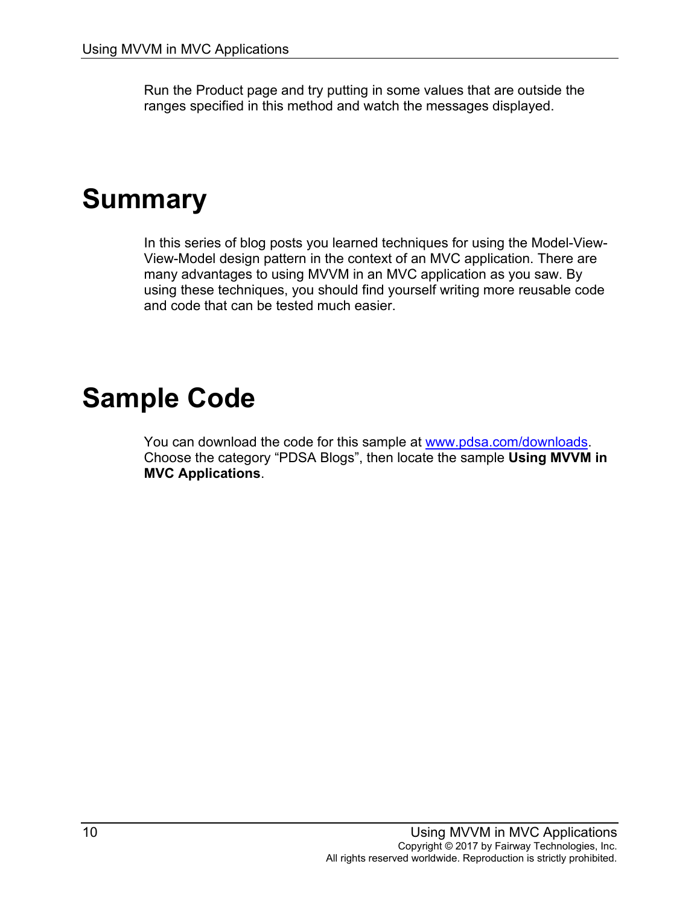Run the Product page and try putting in some values that are outside the ranges specified in this method and watch the messages displayed.

# Summary

In this series of blog posts you learned techniques for using the Model-View-View-Model design pattern in the context of an MVC application. There are many advantages to using MVVM in an MVC application as you saw. By using these techniques, you should find yourself writing more reusable code and code that can be tested much easier.

# Sample Code

You can download the code for this sample at www.pdsa.com/downloads. Choose the category “PDSA Blogs”, then locate the sample **Using MVVM in MVC Applications**.